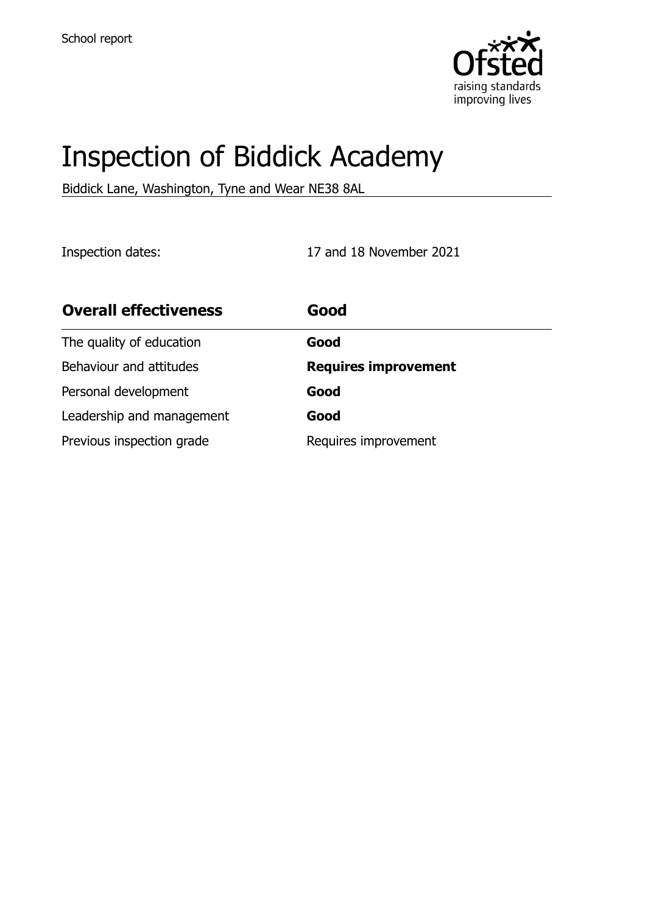School report

# Inspection of Biddick Academy

Biddick Lane, Washington, Tyne and Wear NE38 8AL

Inspection dates: 17 and 18 November 2021

| **Overall effectiveness** | **Good** |
| --- | --- |
| The quality of education | **Good** |
| Behaviour and attitudes | **Requires improvement** |
| Personal development | **Good** |
| Leadership and management | **Good** |
| Previous inspection grade | Requires improvement |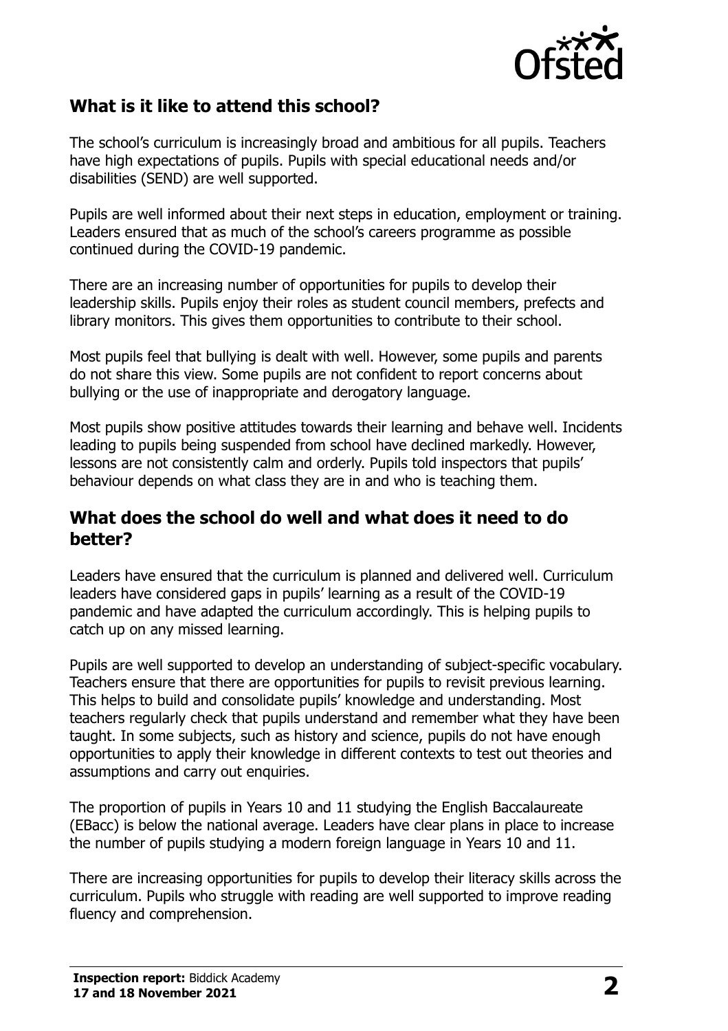## What is it like to attend this school?

The school's curriculum is increasingly broad and ambitious for all pupils. Teachers have high expectations of pupils. Pupils with special educational needs and/or disabilities (SEND) are well supported.

Pupils are well informed about their next steps in education, employment or training. Leaders ensured that as much of the school's careers programme as possible continued during the COVID-19 pandemic.

There are an increasing number of opportunities for pupils to develop their leadership skills. Pupils enjoy their roles as student council members, prefects and library monitors. This gives them opportunities to contribute to their school.

Most pupils feel that bullying is dealt with well. However, some pupils and parents do not share this view. Some pupils are not confident to report concerns about bullying or the use of inappropriate and derogatory language.

Most pupils show positive attitudes towards their learning and behave well. Incidents leading to pupils being suspended from school have declined markedly. However, lessons are not consistently calm and orderly. Pupils told inspectors that pupils' behaviour depends on what class they are in and who is teaching them.

## What does the school do well and what does it need to do better?

Leaders have ensured that the curriculum is planned and delivered well. Curriculum leaders have considered gaps in pupils' learning as a result of the COVID-19 pandemic and have adapted the curriculum accordingly. This is helping pupils to catch up on any missed learning.

Pupils are well supported to develop an understanding of subject-specific vocabulary. Teachers ensure that there are opportunities for pupils to revisit previous learning. This helps to build and consolidate pupils' knowledge and understanding. Most teachers regularly check that pupils understand and remember what they have been taught. In some subjects, such as history and science, pupils do not have enough opportunities to apply their knowledge in different contexts to test out theories and assumptions and carry out enquiries.

The proportion of pupils in Years 10 and 11 studying the English Baccalaureate (EBacc) is below the national average. Leaders have clear plans in place to increase the number of pupils studying a modern foreign language in Years 10 and 11.

There are increasing opportunities for pupils to develop their literacy skills across the curriculum. Pupils who struggle with reading are well supported to improve reading fluency and comprehension.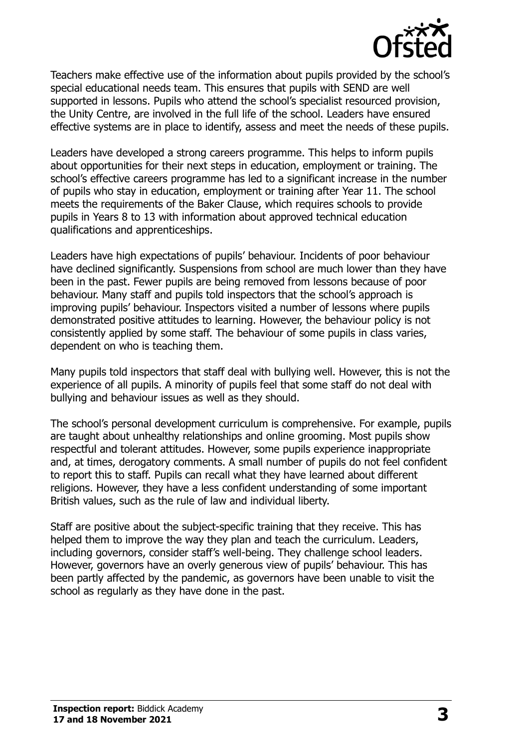Teachers make effective use of the information about pupils provided by the school's special educational needs team. This ensures that pupils with SEND are well supported in lessons. Pupils who attend the school's specialist resourced provision, the Unity Centre, are involved in the full life of the school. Leaders have ensured effective systems are in place to identify, assess and meet the needs of these pupils.

Leaders have developed a strong careers programme. This helps to inform pupils about opportunities for their next steps in education, employment or training. The school's effective careers programme has led to a significant increase in the number of pupils who stay in education, employment or training after Year 11. The school meets the requirements of the Baker Clause, which requires schools to provide pupils in Years 8 to 13 with information about approved technical education qualifications and apprenticeships.

Leaders have high expectations of pupils' behaviour. Incidents of poor behaviour have declined significantly. Suspensions from school are much lower than they have been in the past. Fewer pupils are being removed from lessons because of poor behaviour. Many staff and pupils told inspectors that the school's approach is improving pupils' behaviour. Inspectors visited a number of lessons where pupils demonstrated positive attitudes to learning. However, the behaviour policy is not consistently applied by some staff. The behaviour of some pupils in class varies, dependent on who is teaching them.

Many pupils told inspectors that staff deal with bullying well. However, this is not the experience of all pupils. A minority of pupils feel that some staff do not deal with bullying and behaviour issues as well as they should.

The school's personal development curriculum is comprehensive. For example, pupils are taught about unhealthy relationships and online grooming. Most pupils show respectful and tolerant attitudes. However, some pupils experience inappropriate and, at times, derogatory comments. A small number of pupils do not feel confident to report this to staff. Pupils can recall what they have learned about different religions. However, they have a less confident understanding of some important British values, such as the rule of law and individual liberty.

Staff are positive about the subject-specific training that they receive. This has helped them to improve the way they plan and teach the curriculum. Leaders, including governors, consider staff's well-being. They challenge school leaders. However, governors have an overly generous view of pupils' behaviour. This has been partly affected by the pandemic, as governors have been unable to visit the school as regularly as they have done in the past.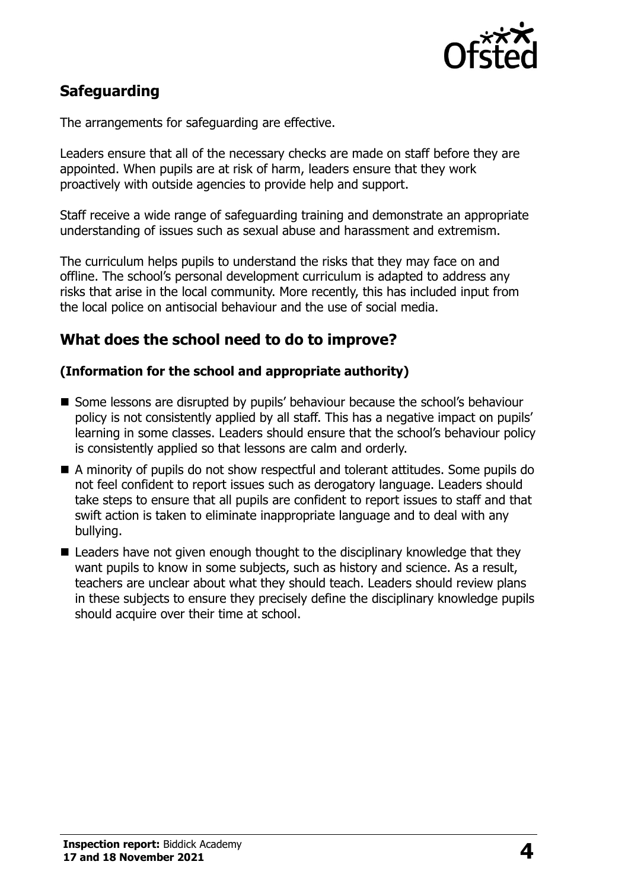## Safeguarding

The arrangements for safeguarding are effective.

Leaders ensure that all of the necessary checks are made on staff before they are appointed. When pupils are at risk of harm, leaders ensure that they work proactively with outside agencies to provide help and support.

Staff receive a wide range of safeguarding training and demonstrate an appropriate understanding of issues such as sexual abuse and harassment and extremism.

The curriculum helps pupils to understand the risks that they may face on and offline. The school's personal development curriculum is adapted to address any risks that arise in the local community. More recently, this has included input from the local police on antisocial behaviour and the use of social media.

## What does the school need to do to improve?

**(Information for the school and appropriate authority)**

- Some lessons are disrupted by pupils' behaviour because the school's behaviour policy is not consistently applied by all staff. This has a negative impact on pupils' learning in some classes. Leaders should ensure that the school's behaviour policy is consistently applied so that lessons are calm and orderly.
- A minority of pupils do not show respectful and tolerant attitudes. Some pupils do not feel confident to report issues such as derogatory language. Leaders should take steps to ensure that all pupils are confident to report issues to staff and that swift action is taken to eliminate inappropriate language and to deal with any bullying.
- Leaders have not given enough thought to the disciplinary knowledge that they want pupils to know in some subjects, such as history and science. As a result, teachers are unclear about what they should teach. Leaders should review plans in these subjects to ensure they precisely define the disciplinary knowledge pupils should acquire over their time at school.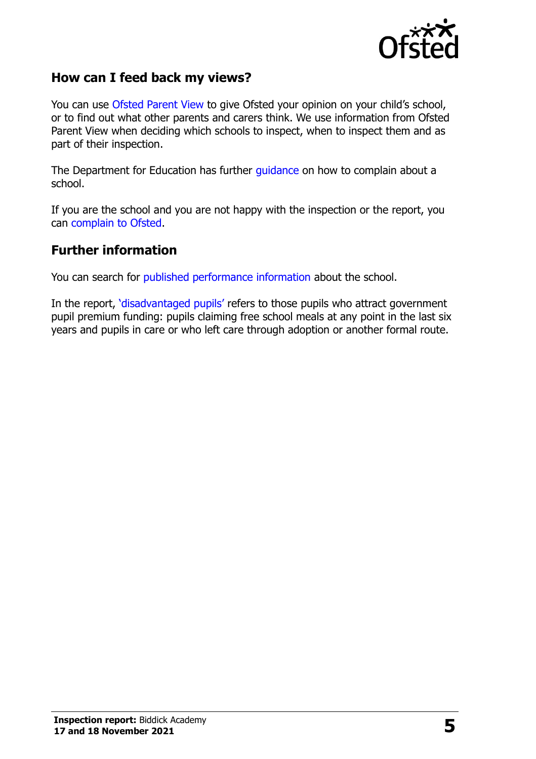## How can I feed back my views?

You can use Ofsted Parent View to give Ofsted your opinion on your child's school, or to find out what other parents and carers think. We use information from Ofsted Parent View when deciding which schools to inspect, when to inspect them and as part of their inspection.

The Department for Education has further guidance on how to complain about a school.

If you are the school and you are not happy with the inspection or the report, you can complain to Ofsted.

## Further information

You can search for published performance information about the school.

In the report, 'disadvantaged pupils' refers to those pupils who attract government pupil premium funding: pupils claiming free school meals at any point in the last six years and pupils in care or who left care through adoption or another formal route.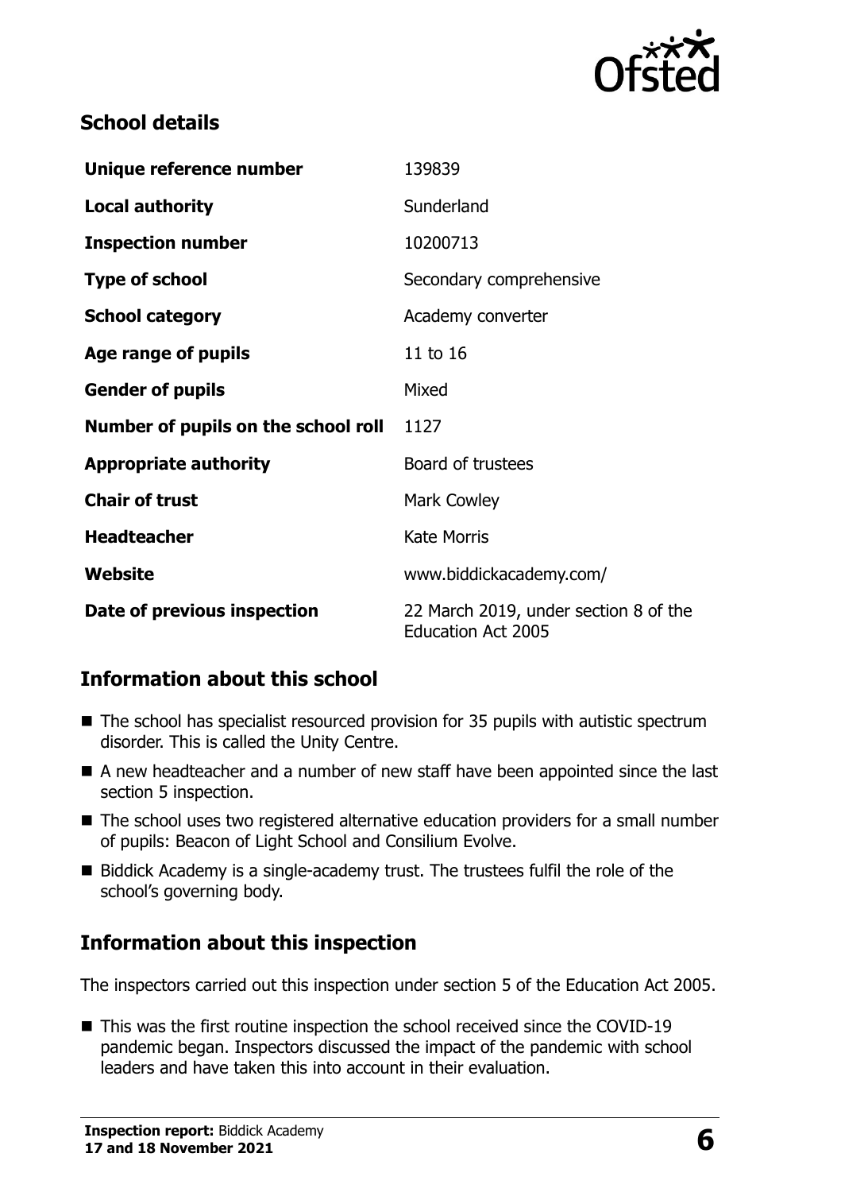## School details

| | |
|---|---|
| **Unique reference number** | 139839 |
| **Local authority** | Sunderland |
| **Inspection number** | 10200713 |
| **Type of school** | Secondary comprehensive |
| **School category** | Academy converter |
| **Age range of pupils** | 11 to 16 |
| **Gender of pupils** | Mixed |
| **Number of pupils on the school roll** | 1127 |
| **Appropriate authority** | Board of trustees |
| **Chair of trust** | Mark Cowley |
| **Headteacher** | Kate Morris |
| **Website** | www.biddickacademy.com/ |
| **Date of previous inspection** | 22 March 2019, under section 8 of the Education Act 2005 |

## Information about this school

- The school has specialist resourced provision for 35 pupils with autistic spectrum disorder. This is called the Unity Centre.
- A new headteacher and a number of new staff have been appointed since the last section 5 inspection.
- The school uses two registered alternative education providers for a small number of pupils: Beacon of Light School and Consilium Evolve.
- Biddick Academy is a single-academy trust. The trustees fulfil the role of the school's governing body.

## Information about this inspection

The inspectors carried out this inspection under section 5 of the Education Act 2005.

- This was the first routine inspection the school received since the COVID-19 pandemic began. Inspectors discussed the impact of the pandemic with school leaders and have taken this into account in their evaluation.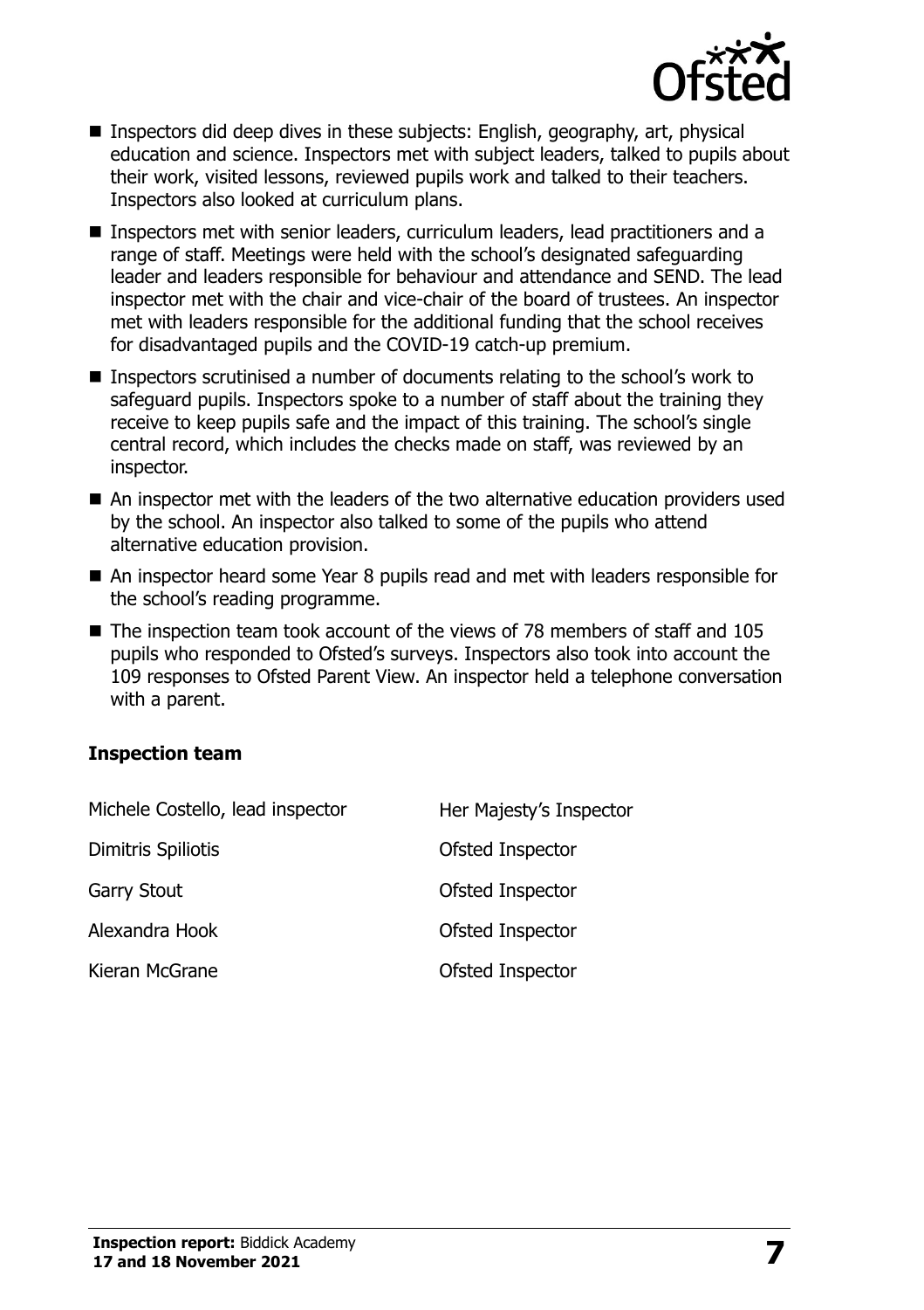- Inspectors did deep dives in these subjects: English, geography, art, physical education and science. Inspectors met with subject leaders, talked to pupils about their work, visited lessons, reviewed pupils work and talked to their teachers. Inspectors also looked at curriculum plans.
- Inspectors met with senior leaders, curriculum leaders, lead practitioners and a range of staff. Meetings were held with the school's designated safeguarding leader and leaders responsible for behaviour and attendance and SEND. The lead inspector met with the chair and vice-chair of the board of trustees. An inspector met with leaders responsible for the additional funding that the school receives for disadvantaged pupils and the COVID-19 catch-up premium.
- Inspectors scrutinised a number of documents relating to the school's work to safeguard pupils. Inspectors spoke to a number of staff about the training they receive to keep pupils safe and the impact of this training. The school's single central record, which includes the checks made on staff, was reviewed by an inspector.
- An inspector met with the leaders of the two alternative education providers used by the school. An inspector also talked to some of the pupils who attend alternative education provision.
- An inspector heard some Year 8 pupils read and met with leaders responsible for the school's reading programme.
- The inspection team took account of the views of 78 members of staff and 105 pupils who responded to Ofsted's surveys. Inspectors also took into account the 109 responses to Ofsted Parent View. An inspector held a telephone conversation with a parent.

**Inspection team**

| | |
|---|---|
| Michele Costello, lead inspector | Her Majesty's Inspector |
| Dimitris Spiliotis | Ofsted Inspector |
| Garry Stout | Ofsted Inspector |
| Alexandra Hook | Ofsted Inspector |
| Kieran McGrane | Ofsted Inspector |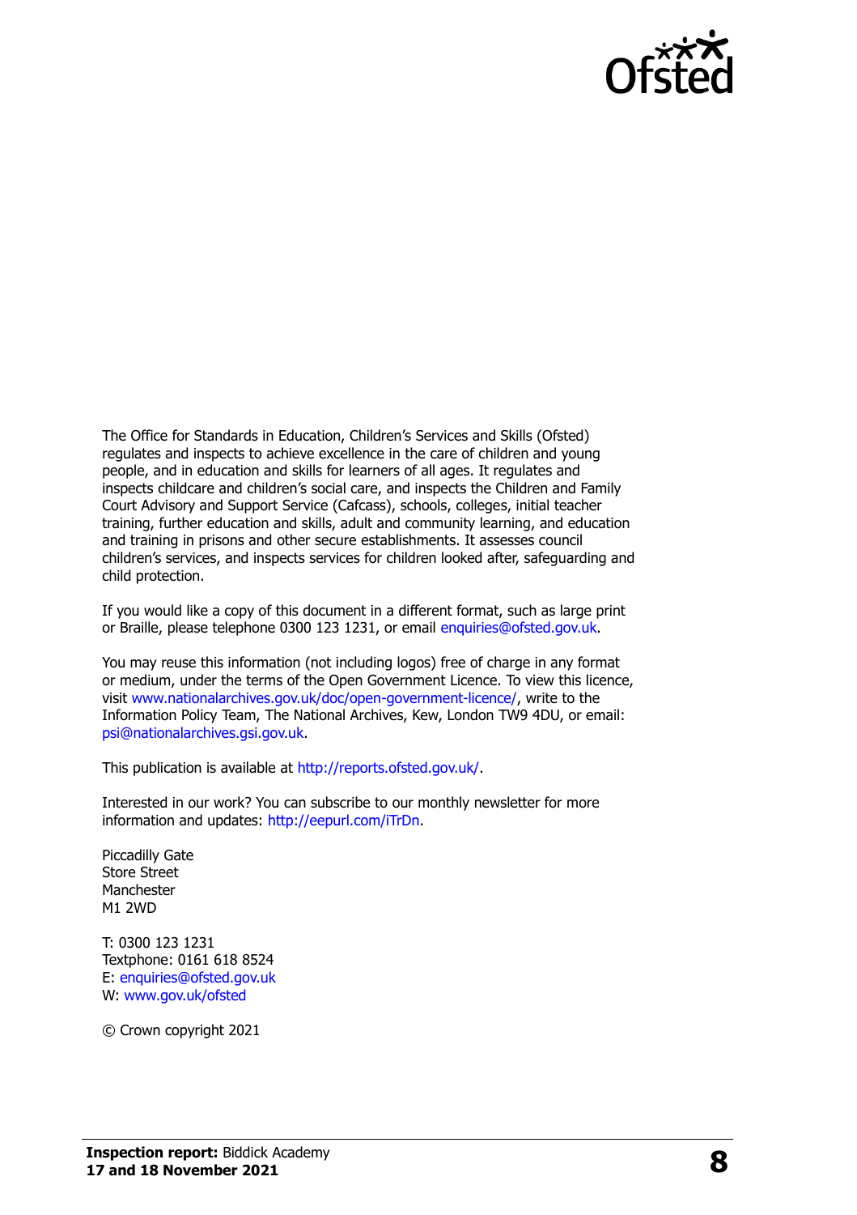The Office for Standards in Education, Children's Services and Skills (Ofsted) regulates and inspects to achieve excellence in the care of children and young people, and in education and skills for learners of all ages. It regulates and inspects childcare and children's social care, and inspects the Children and Family Court Advisory and Support Service (Cafcass), schools, colleges, initial teacher training, further education and skills, adult and community learning, and education and training in prisons and other secure establishments. It assesses council children's services, and inspects services for children looked after, safeguarding and child protection.

If you would like a copy of this document in a different format, such as large print or Braille, please telephone 0300 123 1231, or email enquiries@ofsted.gov.uk.

You may reuse this information (not including logos) free of charge in any format or medium, under the terms of the Open Government Licence. To view this licence, visit www.nationalarchives.gov.uk/doc/open-government-licence/, write to the Information Policy Team, The National Archives, Kew, London TW9 4DU, or email: psi@nationalarchives.gsi.gov.uk.

This publication is available at http://reports.ofsted.gov.uk/.

Interested in our work? You can subscribe to our monthly newsletter for more information and updates: http://eepurl.com/iTrDn.

Piccadilly Gate
Store Street
Manchester
M1 2WD

T: 0300 123 1231
Textphone: 0161 618 8524
E: enquiries@ofsted.gov.uk
W: www.gov.uk/ofsted

© Crown copyright 2021